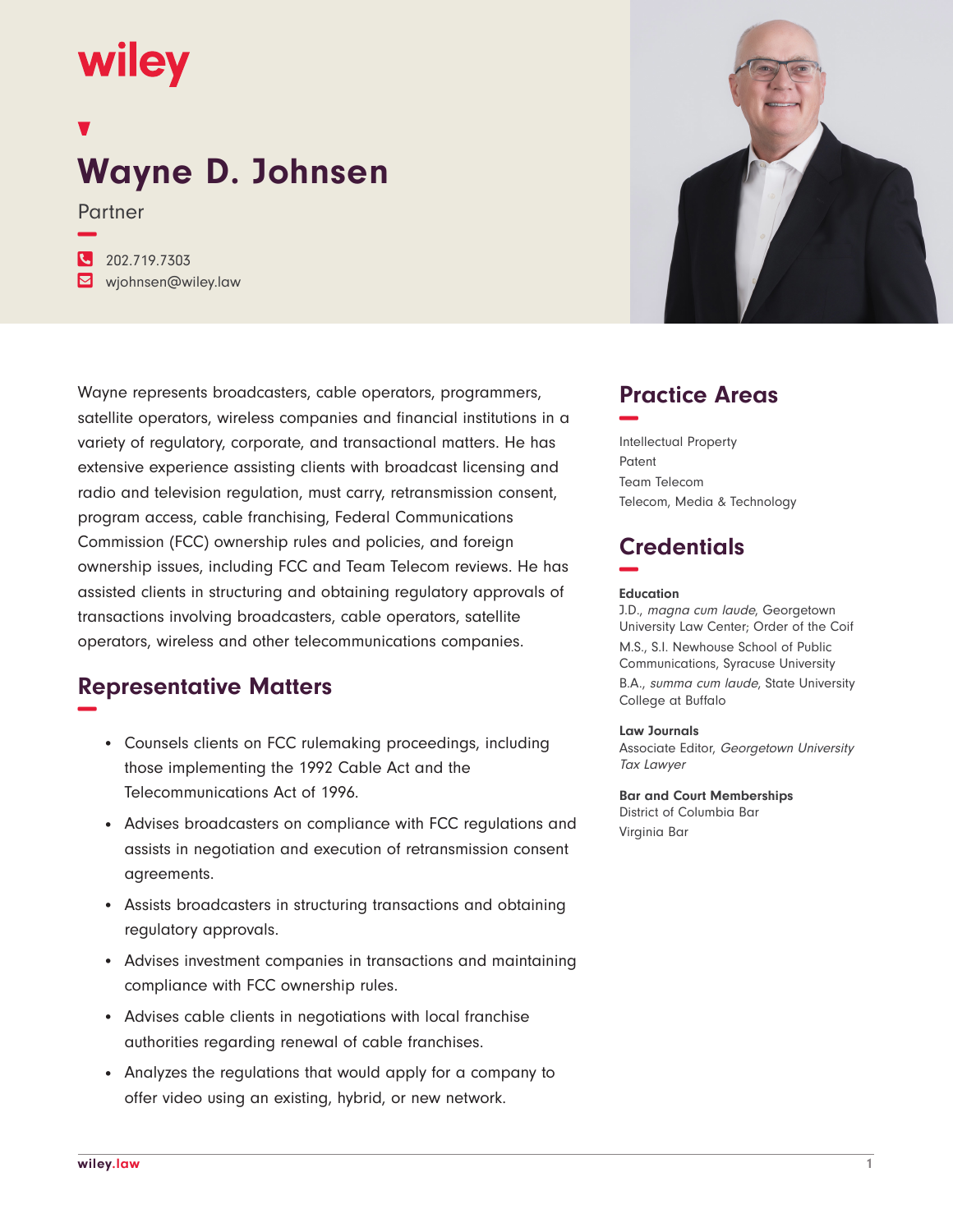wiley

# Wayne D. Johnsen

Partner

202.719.7303
wjohnsen@wiley.law

Wayne represents broadcasters, cable operators, programmers, satellite operators, wireless companies and financial institutions in a variety of regulatory, corporate, and transactional matters. He has extensive experience assisting clients with broadcast licensing and radio and television regulation, must carry, retransmission consent, program access, cable franchising, Federal Communications Commission (FCC) ownership rules and policies, and foreign ownership issues, including FCC and Team Telecom reviews. He has assisted clients in structuring and obtaining regulatory approvals of transactions involving broadcasters, cable operators, satellite operators, wireless and other telecommunications companies.

## Representative Matters

- Counsels clients on FCC rulemaking proceedings, including those implementing the 1992 Cable Act and the Telecommunications Act of 1996.
- Advises broadcasters on compliance with FCC regulations and assists in negotiation and execution of retransmission consent agreements.
- Assists broadcasters in structuring transactions and obtaining regulatory approvals.
- Advises investment companies in transactions and maintaining compliance with FCC ownership rules.
- Advises cable clients in negotiations with local franchise authorities regarding renewal of cable franchises.
- Analyzes the regulations that would apply for a company to offer video using an existing, hybrid, or new network.

## Practice Areas

Intellectual Property
Patent
Team Telecom
Telecom, Media & Technology

## Credentials

**Education**

J.D., *magna cum laude*, Georgetown University Law Center; Order of the Coif

M.S., S.I. Newhouse School of Public Communications, Syracuse University

B.A., *summa cum laude*, State University College at Buffalo

**Law Journals**

Associate Editor, *Georgetown University Tax Lawyer*

**Bar and Court Memberships**

District of Columbia Bar

Virginia Bar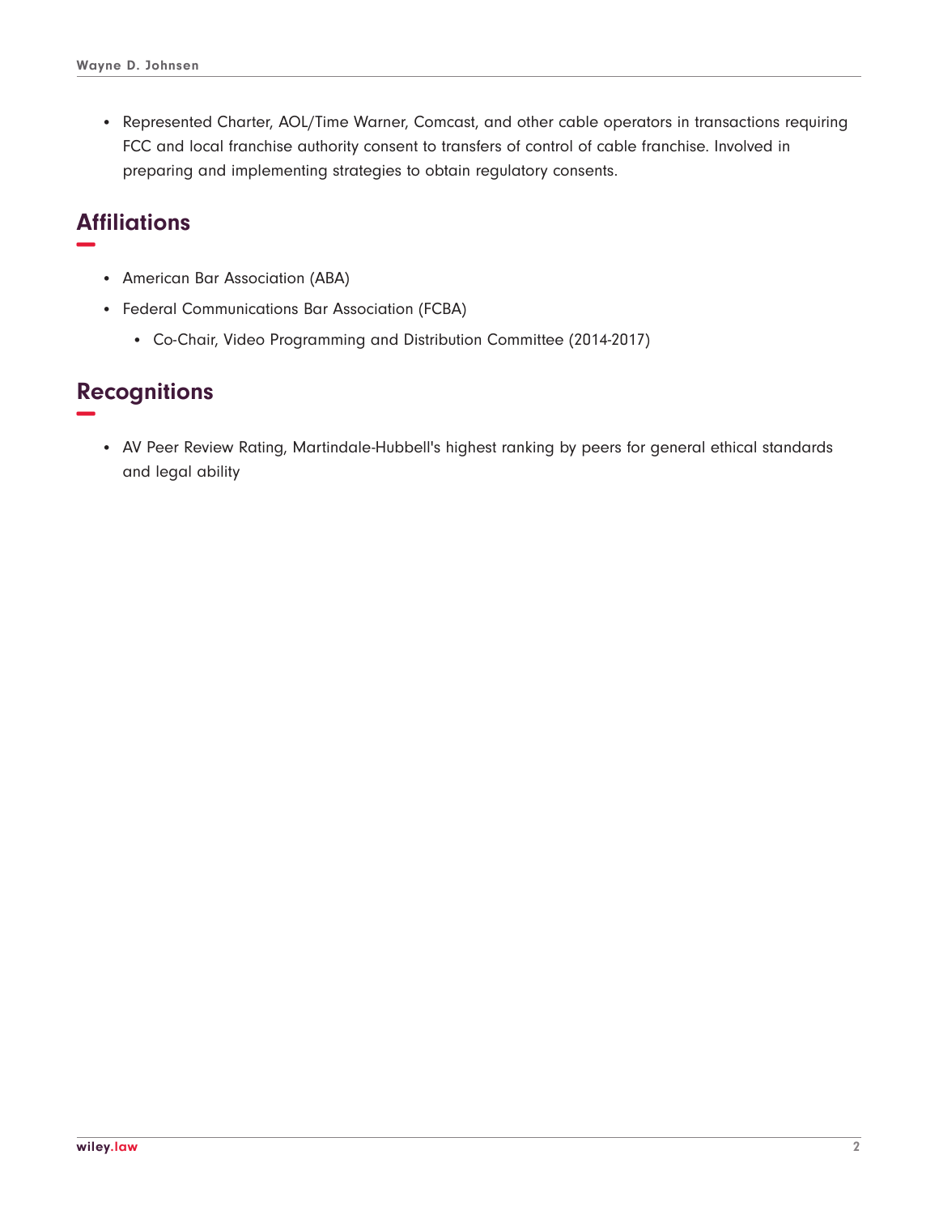- Represented Charter, AOL/Time Warner, Comcast, and other cable operators in transactions requiring FCC and local franchise authority consent to transfers of control of cable franchise. Involved in preparing and implementing strategies to obtain regulatory consents.

## Affiliations

- American Bar Association (ABA)
- Federal Communications Bar Association (FCBA)
  - Co-Chair, Video Programming and Distribution Committee (2014-2017)

## Recognitions

- AV Peer Review Rating, Martindale-Hubbell's highest ranking by peers for general ethical standards and legal ability